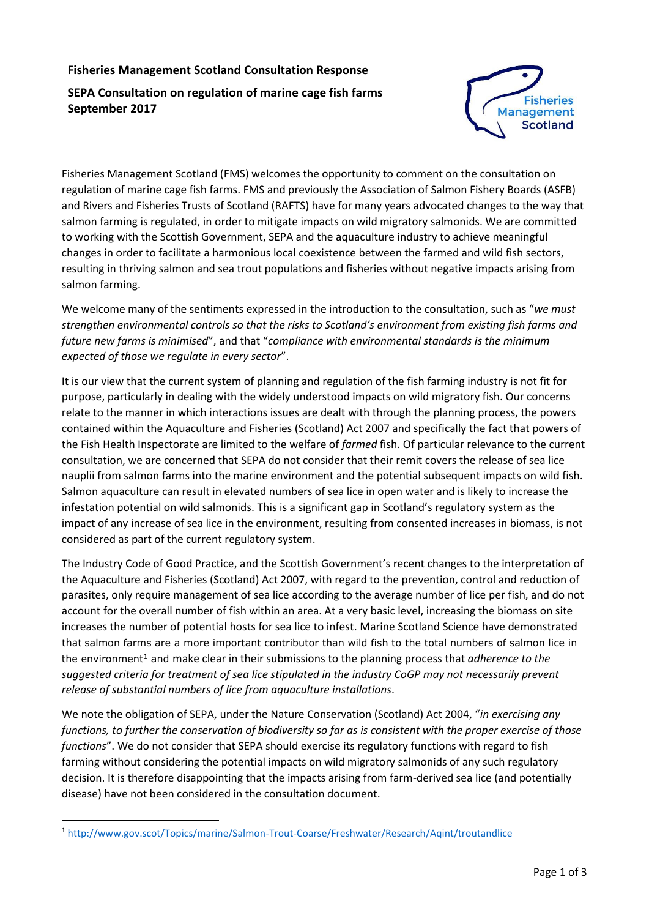**Fisheries Management Scotland Consultation Response**

**SEPA Consultation on regulation of marine cage fish farms September 2017**

Fisheries Management Scotland (FMS) welcomes the opportunity to comment on the consultation on regulation of marine cage fish farms. FMS and previously the Association of Salmon Fishery Boards (ASFB) and Rivers and Fisheries Trusts of Scotland (RAFTS) have for many years advocated changes to the way that salmon farming is regulated, in order to mitigate impacts on wild migratory salmonids. We are committed to working with the Scottish Government, SEPA and the aquaculture industry to achieve meaningful changes in order to facilitate a harmonious local coexistence between the farmed and wild fish sectors, resulting in thriving salmon and sea trout populations and fisheries without negative impacts arising from salmon farming.

We welcome many of the sentiments expressed in the introduction to the consultation, such as "*we must strengthen environmental controls so that the risks to Scotland's environment from existing fish farms and future new farms is minimised*", and that "*compliance with environmental standards is the minimum expected of those we regulate in every sector*".

It is our view that the current system of planning and regulation of the fish farming industry is not fit for purpose, particularly in dealing with the widely understood impacts on wild migratory fish. Our concerns relate to the manner in which interactions issues are dealt with through the planning process, the powers contained within the Aquaculture and Fisheries (Scotland) Act 2007 and specifically the fact that powers of the Fish Health Inspectorate are limited to the welfare of *farmed* fish. Of particular relevance to the current consultation, we are concerned that SEPA do not consider that their remit covers the release of sea lice nauplii from salmon farms into the marine environment and the potential subsequent impacts on wild fish. Salmon aquaculture can result in elevated numbers of sea lice in open water and is likely to increase the infestation potential on wild salmonids. This is a significant gap in Scotland's regulatory system as the impact of any increase of sea lice in the environment, resulting from consented increases in biomass, is not considered as part of the current regulatory system.

The Industry Code of Good Practice, and the Scottish Government's recent changes to the interpretation of the Aquaculture and Fisheries (Scotland) Act 2007, with regard to the prevention, control and reduction of parasites, only require management of sea lice according to the average number of lice per fish, and do not account for the overall number of fish within an area. At a very basic level, increasing the biomass on site increases the number of potential hosts for sea lice to infest. Marine Scotland Science have demonstrated that salmon farms are a more important contributor than wild fish to the total numbers of salmon lice in the environment[1] and make clear in their submissions to the planning process that *adherence to the suggested criteria for treatment of sea lice stipulated in the industry CoGP may not necessarily prevent release of substantial numbers of lice from aquaculture installations*.

We note the obligation of SEPA, under the Nature Conservation (Scotland) Act 2004, "*in exercising any functions, to further the conservation of biodiversity so far as is consistent with the proper exercise of those functions*". We do not consider that SEPA should exercise its regulatory functions with regard to fish farming without considering the potential impacts on wild migratory salmonids of any such regulatory decision. It is therefore disappointing that the impacts arising from farm-derived sea lice (and potentially disease) have not been considered in the consultation document.

---

[1] http://www.gov.scot/Topics/marine/Salmon-Trout-Coarse/Freshwater/Research/Aqint/troutandlice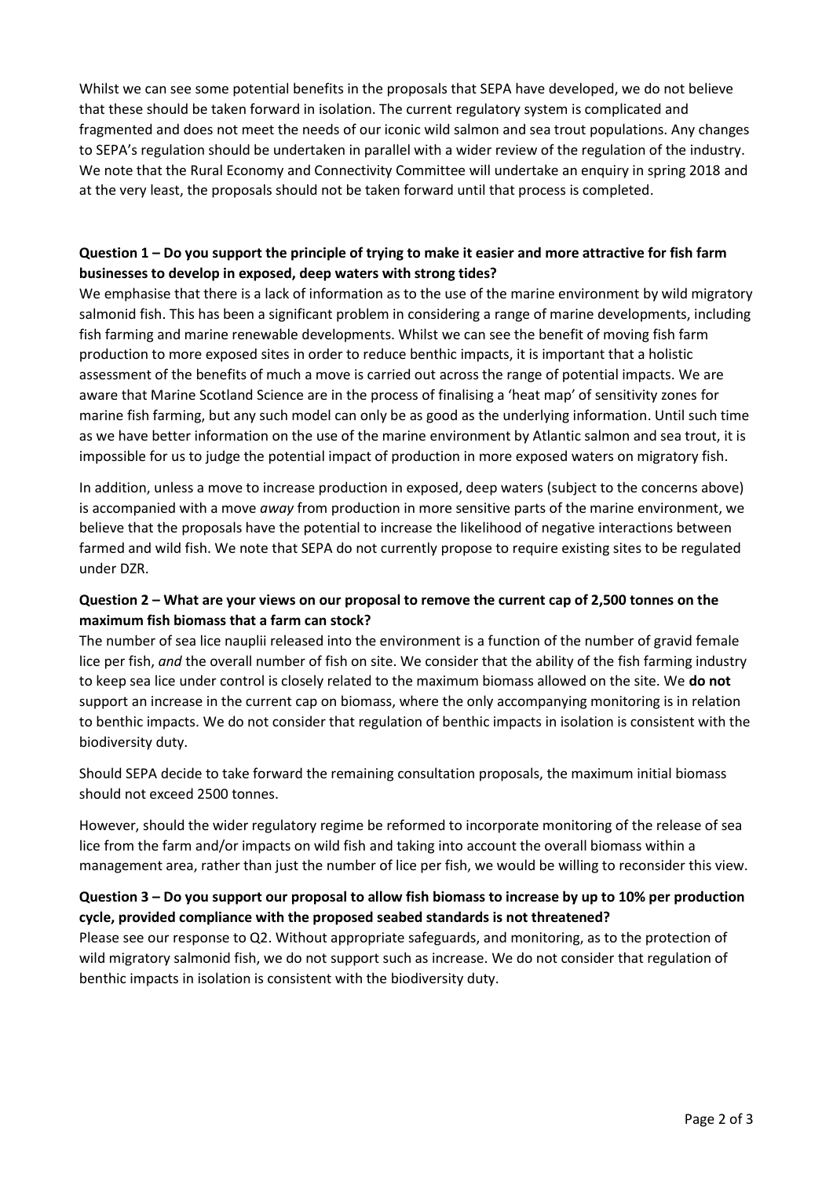Whilst we can see some potential benefits in the proposals that SEPA have developed, we do not believe that these should be taken forward in isolation. The current regulatory system is complicated and fragmented and does not meet the needs of our iconic wild salmon and sea trout populations. Any changes to SEPA's regulation should be undertaken in parallel with a wider review of the regulation of the industry. We note that the Rural Economy and Connectivity Committee will undertake an enquiry in spring 2018 and at the very least, the proposals should not be taken forward until that process is completed.

**Question 1 – Do you support the principle of trying to make it easier and more attractive for fish farm businesses to develop in exposed, deep waters with strong tides?**

We emphasise that there is a lack of information as to the use of the marine environment by wild migratory salmonid fish. This has been a significant problem in considering a range of marine developments, including fish farming and marine renewable developments. Whilst we can see the benefit of moving fish farm production to more exposed sites in order to reduce benthic impacts, it is important that a holistic assessment of the benefits of much a move is carried out across the range of potential impacts. We are aware that Marine Scotland Science are in the process of finalising a 'heat map' of sensitivity zones for marine fish farming, but any such model can only be as good as the underlying information. Until such time as we have better information on the use of the marine environment by Atlantic salmon and sea trout, it is impossible for us to judge the potential impact of production in more exposed waters on migratory fish.

In addition, unless a move to increase production in exposed, deep waters (subject to the concerns above) is accompanied with a move *away* from production in more sensitive parts of the marine environment, we believe that the proposals have the potential to increase the likelihood of negative interactions between farmed and wild fish. We note that SEPA do not currently propose to require existing sites to be regulated under DZR.

**Question 2 – What are your views on our proposal to remove the current cap of 2,500 tonnes on the maximum fish biomass that a farm can stock?**

The number of sea lice nauplii released into the environment is a function of the number of gravid female lice per fish, *and* the overall number of fish on site. We consider that the ability of the fish farming industry to keep sea lice under control is closely related to the maximum biomass allowed on the site. We **do not** support an increase in the current cap on biomass, where the only accompanying monitoring is in relation to benthic impacts. We do not consider that regulation of benthic impacts in isolation is consistent with the biodiversity duty.

Should SEPA decide to take forward the remaining consultation proposals, the maximum initial biomass should not exceed 2500 tonnes.

However, should the wider regulatory regime be reformed to incorporate monitoring of the release of sea lice from the farm and/or impacts on wild fish and taking into account the overall biomass within a management area, rather than just the number of lice per fish, we would be willing to reconsider this view.

**Question 3 – Do you support our proposal to allow fish biomass to increase by up to 10% per production cycle, provided compliance with the proposed seabed standards is not threatened?**

Please see our response to Q2. Without appropriate safeguards, and monitoring, as to the protection of wild migratory salmonid fish, we do not support such as increase. We do not consider that regulation of benthic impacts in isolation is consistent with the biodiversity duty.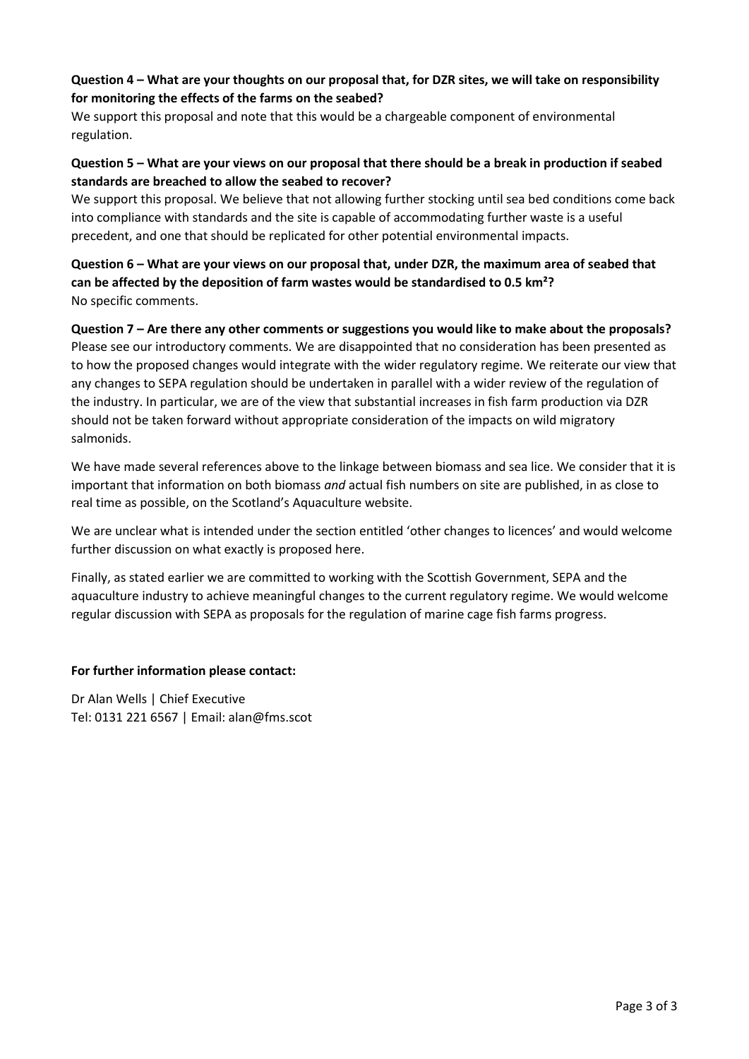**Question 4 – What are your thoughts on our proposal that, for DZR sites, we will take on responsibility for monitoring the effects of the farms on the seabed?**

We support this proposal and note that this would be a chargeable component of environmental regulation.

**Question 5 – What are your views on our proposal that there should be a break in production if seabed standards are breached to allow the seabed to recover?**

We support this proposal. We believe that not allowing further stocking until sea bed conditions come back into compliance with standards and the site is capable of accommodating further waste is a useful precedent, and one that should be replicated for other potential environmental impacts.

**Question 6 – What are your views on our proposal that, under DZR, the maximum area of seabed that can be affected by the deposition of farm wastes would be standardised to 0.5 km²?**

No specific comments.

**Question 7 – Are there any other comments or suggestions you would like to make about the proposals?**

Please see our introductory comments. We are disappointed that no consideration has been presented as to how the proposed changes would integrate with the wider regulatory regime. We reiterate our view that any changes to SEPA regulation should be undertaken in parallel with a wider review of the regulation of the industry. In particular, we are of the view that substantial increases in fish farm production via DZR should not be taken forward without appropriate consideration of the impacts on wild migratory salmonids.

We have made several references above to the linkage between biomass and sea lice. We consider that it is important that information on both biomass *and* actual fish numbers on site are published, in as close to real time as possible, on the Scotland's Aquaculture website.

We are unclear what is intended under the section entitled 'other changes to licences' and would welcome further discussion on what exactly is proposed here.

Finally, as stated earlier we are committed to working with the Scottish Government, SEPA and the aquaculture industry to achieve meaningful changes to the current regulatory regime. We would welcome regular discussion with SEPA as proposals for the regulation of marine cage fish farms progress.

**For further information please contact:**

Dr Alan Wells | Chief Executive
Tel: 0131 221 6567 | Email: alan@fms.scot